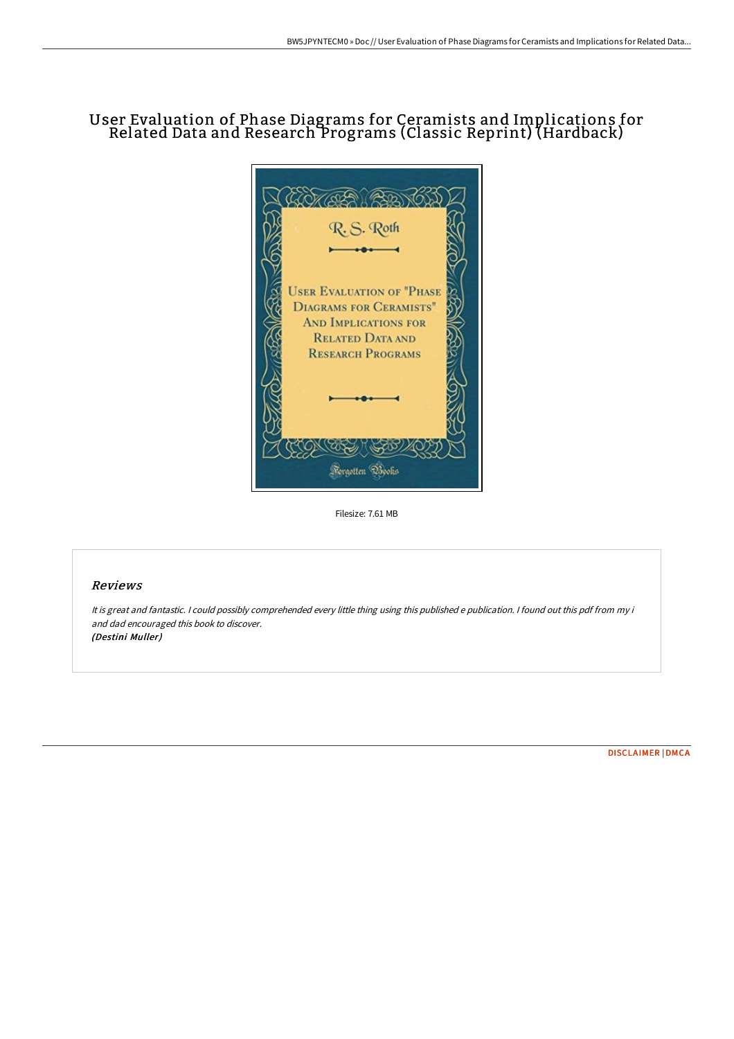# User Evaluation of Phase Diagrams for Ceramists and Implications for Related Data and Research Programs (Classic Reprint) (Hardback)

Filesize: 7.61 MB

## Reviews

*It is great and fantastic. I could possibly comprehended every little thing using this published e publication. I found out this pdf from my i and dad encouraged this book to discover.*
*(Destini Muller)*

DISCLAIMER | DMCA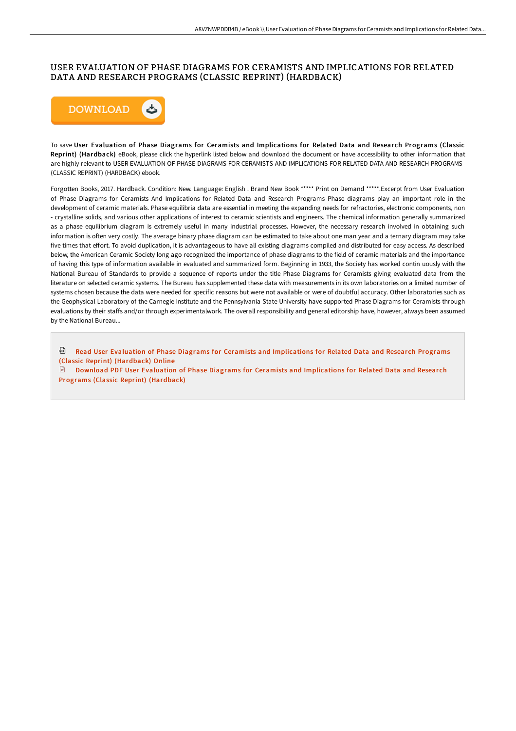# USER EVALUATION OF PHASE DIAGRAMS FOR CERAMISTS AND IMPLICATIONS FOR RELATED DATA AND RESEARCH PROGRAMS (CLASSIC REPRINT) (HARDBACK)

DOWNLOAD

To save **User Evaluation of Phase Diagrams for Ceramists and Implications for Related Data and Research Programs (Classic Reprint) (Hardback)** eBook, please click the hyperlink listed below and download the document or have accessibility to other information that are highly relevant to USER EVALUATION OF PHASE DIAGRAMS FOR CERAMISTS AND IMPLICATIONS FOR RELATED DATA AND RESEARCH PROGRAMS (CLASSIC REPRINT) (HARDBACK) ebook.

Forgotten Books, 2017. Hardback. Condition: New. Language: English . Brand New Book ***** Print on Demand *****.Excerpt from User Evaluation of Phase Diagrams for Ceramists And Implications for Related Data and Research Programs Phase diagrams play an important role in the development of ceramic materials. Phase equilibria data are essential in meeting the expanding needs for refractories, electronic components, non - crystalline solids, and various other applications of interest to ceramic scientists and engineers. The chemical information generally summarized as a phase equilibrium diagram is extremely useful in many industrial processes. However, the necessary research involved in obtaining such information is often very costly. The average binary phase diagram can be estimated to take about one man year and a ternary diagram may take five times that effort. To avoid duplication, it is advantageous to have all existing diagrams compiled and distributed for easy access. As described below, the American Ceramic Society long ago recognized the importance of phase diagrams to the field of ceramic materials and the importance of having this type of information available in evaluated and summarized form. Beginning in 1933, the Society has worked contin uously with the National Bureau of Standards to provide a sequence of reports under the title Phase Diagrams for Ceramists giving evaluated data from the literature on selected ceramic systems. The Bureau has supplemented these data with measurements in its own laboratories on a limited number of systems chosen because the data were needed for specific reasons but were not available or were of doubtful accuracy. Other laboratories such as the Geophysical Laboratory of the Carnegie Institute and the Pennsylvania State University have supported Phase Diagrams for Ceramists through evaluations by their staffs and/or through experimentalwork. The overall responsibility and general editorship have, however, always been assumed by the National Bureau...

Read User Evaluation of Phase Diagrams for Ceramists and Implications for Related Data and Research Programs (Classic Reprint) (Hardback) Online

Download PDF User Evaluation of Phase Diagrams for Ceramists and Implications for Related Data and Research Programs (Classic Reprint) (Hardback)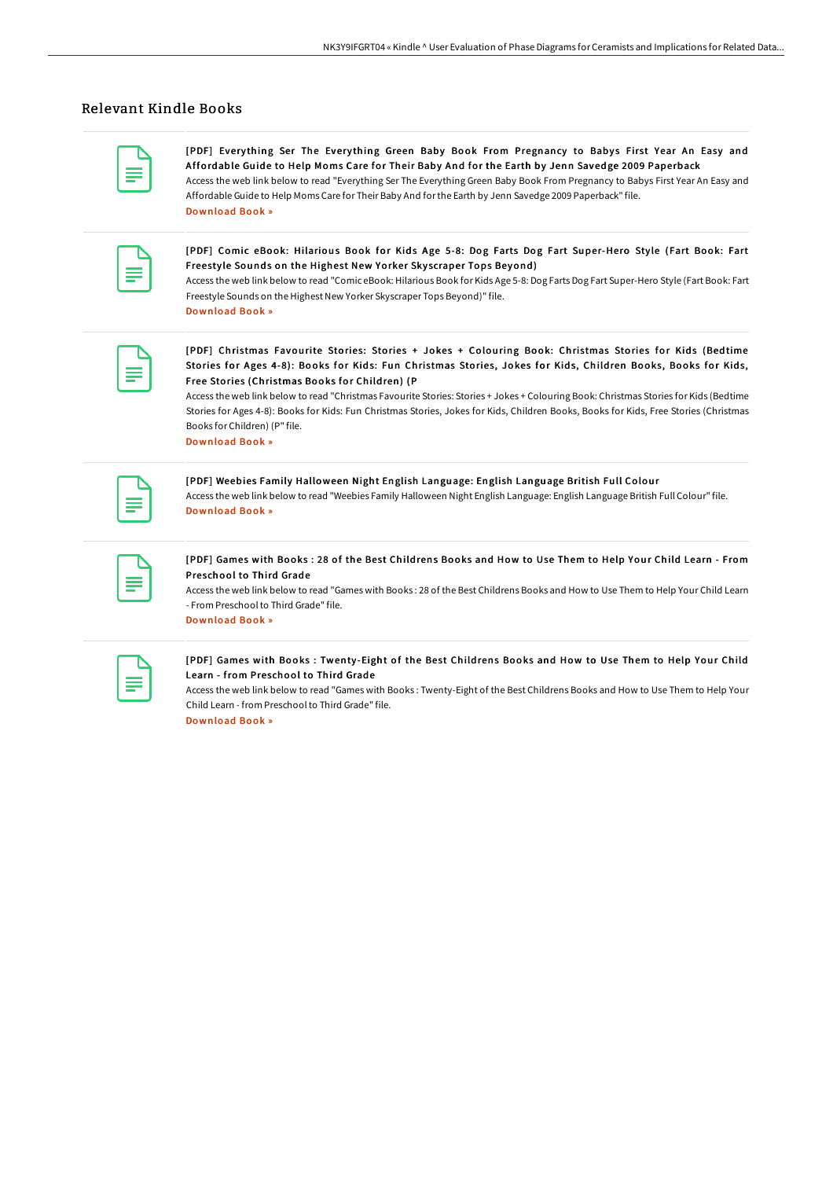## Relevant Kindle Books

[PDF] Everything Ser The Everything Green Baby Book From Pregnancy to Babys First Year An Easy and Affordable Guide to Help Moms Care for Their Baby And for the Earth by Jenn Savedge 2009 Paperback

Access the web link below to read "Everything Ser The Everything Green Baby Book From Pregnancy to Babys First Year An Easy and Affordable Guide to Help Moms Care for Their Baby And for the Earth by Jenn Savedge 2009 Paperback" file.

Download Book »

[PDF] Comic eBook: Hilarious Book for Kids Age 5-8: Dog Farts Dog Fart Super-Hero Style (Fart Book: Fart Freestyle Sounds on the Highest New Yorker Skyscraper Tops Beyond)

Access the web link below to read "Comic eBook: Hilarious Book for Kids Age 5-8: Dog Farts Dog Fart Super-Hero Style (Fart Book: Fart Freestyle Sounds on the Highest New Yorker Skyscraper Tops Beyond)" file.

Download Book »

[PDF] Christmas Favourite Stories: Stories + Jokes + Colouring Book: Christmas Stories for Kids (Bedtime Stories for Ages 4-8): Books for Kids: Fun Christmas Stories, Jokes for Kids, Children Books, Books for Kids, Free Stories (Christmas Books for Children) (P

Access the web link below to read "Christmas Favourite Stories: Stories + Jokes + Colouring Book: Christmas Stories for Kids (Bedtime Stories for Ages 4-8): Books for Kids: Fun Christmas Stories, Jokes for Kids, Children Books, Books for Kids, Free Stories (Christmas Books for Children) (P" file.

Download Book »

[PDF] Weebies Family Halloween Night English Language: English Language British Full Colour

Access the web link below to read "Weebies Family Halloween Night English Language: English Language British Full Colour" file.

Download Book »

[PDF] Games with Books : 28 of the Best Childrens Books and How to Use Them to Help Your Child Learn - From Preschool to Third Grade

Access the web link below to read "Games with Books : 28 of the Best Childrens Books and How to Use Them to Help Your Child Learn - From Preschool to Third Grade" file.

Download Book »

[PDF] Games with Books : Twenty-Eight of the Best Childrens Books and How to Use Them to Help Your Child Learn - from Preschool to Third Grade

Access the web link below to read "Games with Books : Twenty-Eight of the Best Childrens Books and How to Use Them to Help Your Child Learn - from Preschool to Third Grade" file.

Download Book »